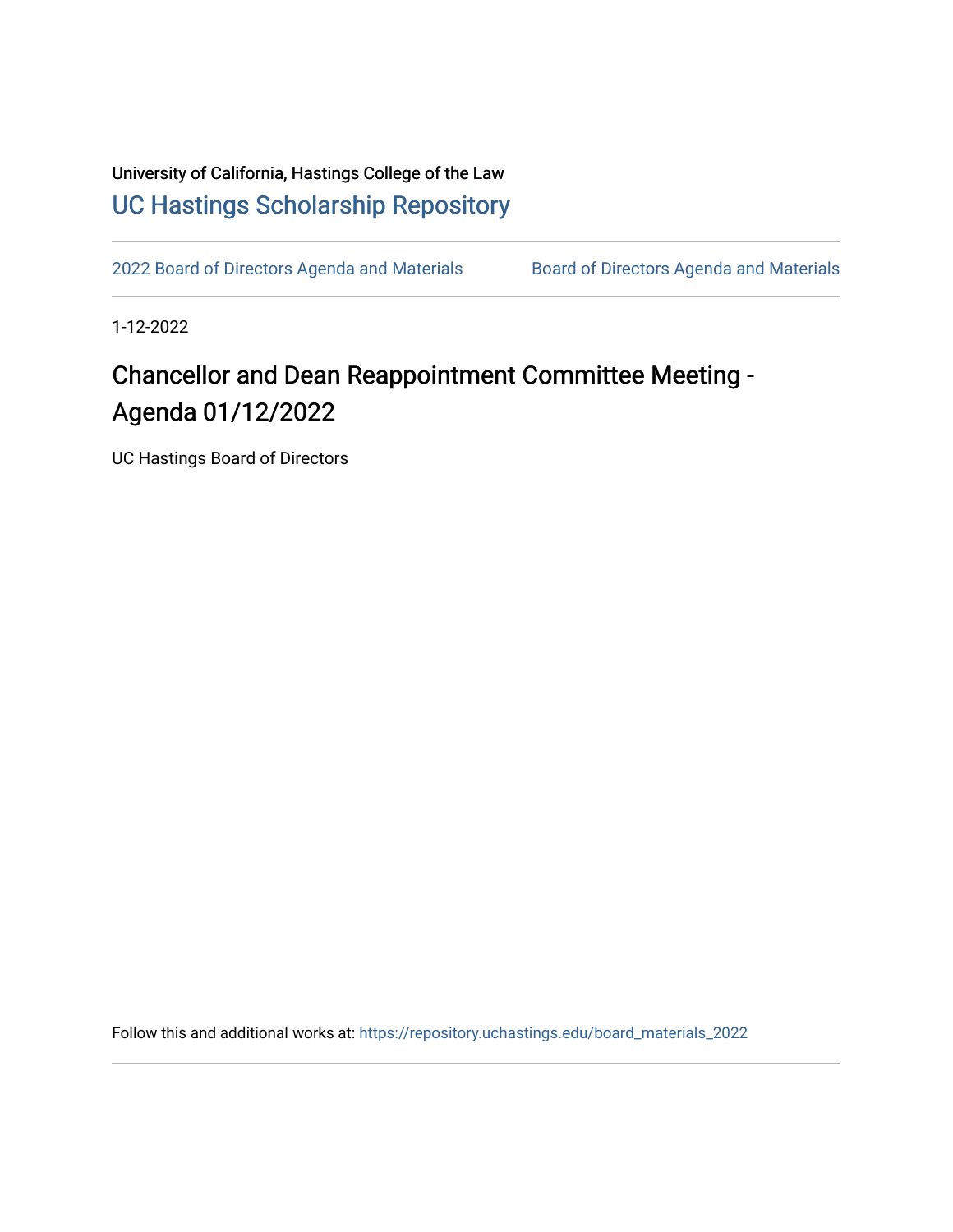University of California, Hastings College of the Law

UC Hastings Scholarship Repository

2022 Board of Directors Agenda and Materials | Board of Directors Agenda and Materials

1-12-2022

# Chancellor and Dean Reappointment Committee Meeting - Agenda 01/12/2022

UC Hastings Board of Directors

Follow this and additional works at: https://repository.uchastings.edu/board_materials_2022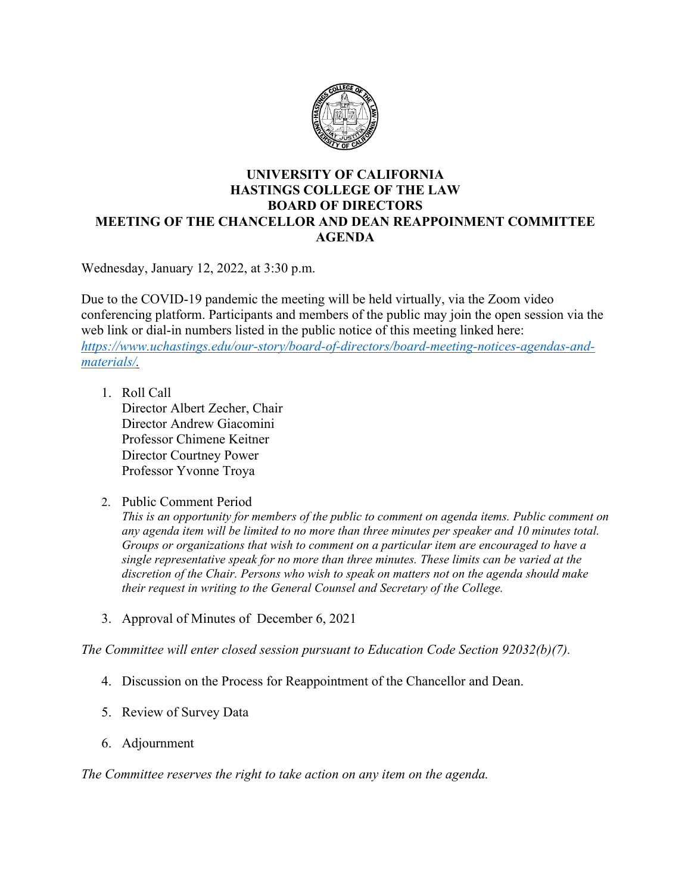# UNIVERSITY OF CALIFORNIA
# HASTINGS COLLEGE OF THE LAW
# BOARD OF DIRECTORS
# MEETING OF THE CHANCELLOR AND DEAN REAPPOINMENT COMMITTEE
# AGENDA

Wednesday, January 12, 2022, at 3:30 p.m.

Due to the COVID-19 pandemic the meeting will be held virtually, via the Zoom video conferencing platform. Participants and members of the public may join the open session via the web link or dial-in numbers listed in the public notice of this meeting linked here: *[https://www.uchastings.edu/our-story/board-of-directors/board-meeting-notices-agendas-and-materials/](https://www.uchastings.edu/our-story/board-of-directors/board-meeting-notices-agendas-and-materials/).*

1. Roll Call
   Director Albert Zecher, Chair
   Director Andrew Giacomini
   Professor Chimene Keitner
   Director Courtney Power
   Professor Yvonne Troya

2. Public Comment Period
   *This is an opportunity for members of the public to comment on agenda items. Public comment on any agenda item will be limited to no more than three minutes per speaker and 10 minutes total. Groups or organizations that wish to comment on a particular item are encouraged to have a single representative speak for no more than three minutes. These limits can be varied at the discretion of the Chair. Persons who wish to speak on matters not on the agenda should make their request in writing to the General Counsel and Secretary of the College.*

3. Approval of Minutes of December 6, 2021

*The Committee will enter closed session pursuant to Education Code Section 92032(b)(7).*

4. Discussion on the Process for Reappointment of the Chancellor and Dean.

5. Review of Survey Data

6. Adjournment

*The Committee reserves the right to take action on any item on the agenda.*